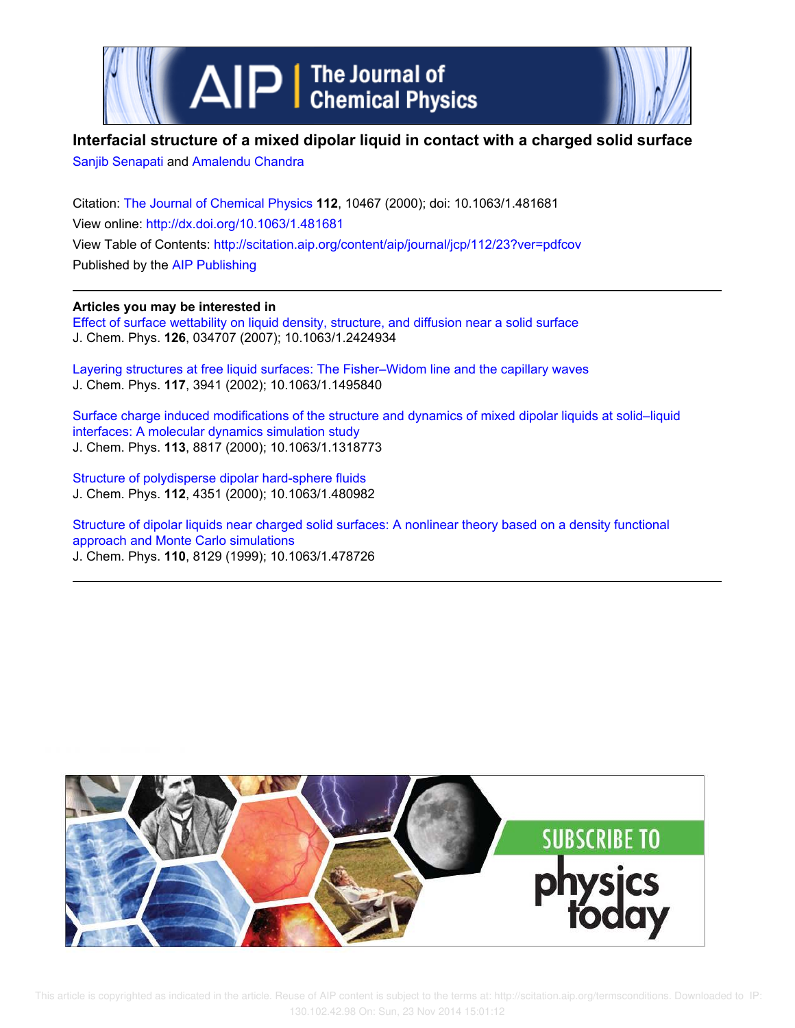# Interfacial structure of a mixed dipolar liquid in contact with a charged solid surface

Sanjib Senapati and Amalendu Chandra

Citation: The Journal of Chemical Physics **112**, 10467 (2000); doi: 10.1063/1.481681

View online: http://dx.doi.org/10.1063/1.481681

View Table of Contents: http://scitation.aip.org/content/aip/journal/jcp/112/23?ver=pdfcov

Published by the AIP Publishing

---

**Articles you may be interested in**

Effect of surface wettability on liquid density, structure, and diffusion near a solid surface
J. Chem. Phys. **126**, 034707 (2007); 10.1063/1.2424934

Layering structures at free liquid surfaces: The Fisher–Widom line and the capillary waves
J. Chem. Phys. **117**, 3941 (2002); 10.1063/1.1495840

Surface charge induced modifications of the structure and dynamics of mixed dipolar liquids at solid–liquid interfaces: A molecular dynamics simulation study
J. Chem. Phys. **113**, 8817 (2000); 10.1063/1.1318773

Structure of polydisperse dipolar hard-sphere fluids
J. Chem. Phys. **112**, 4351 (2000); 10.1063/1.480982

Structure of dipolar liquids near charged solid surfaces: A nonlinear theory based on a density functional approach and Monte Carlo simulations
J. Chem. Phys. **110**, 8129 (1999); 10.1063/1.478726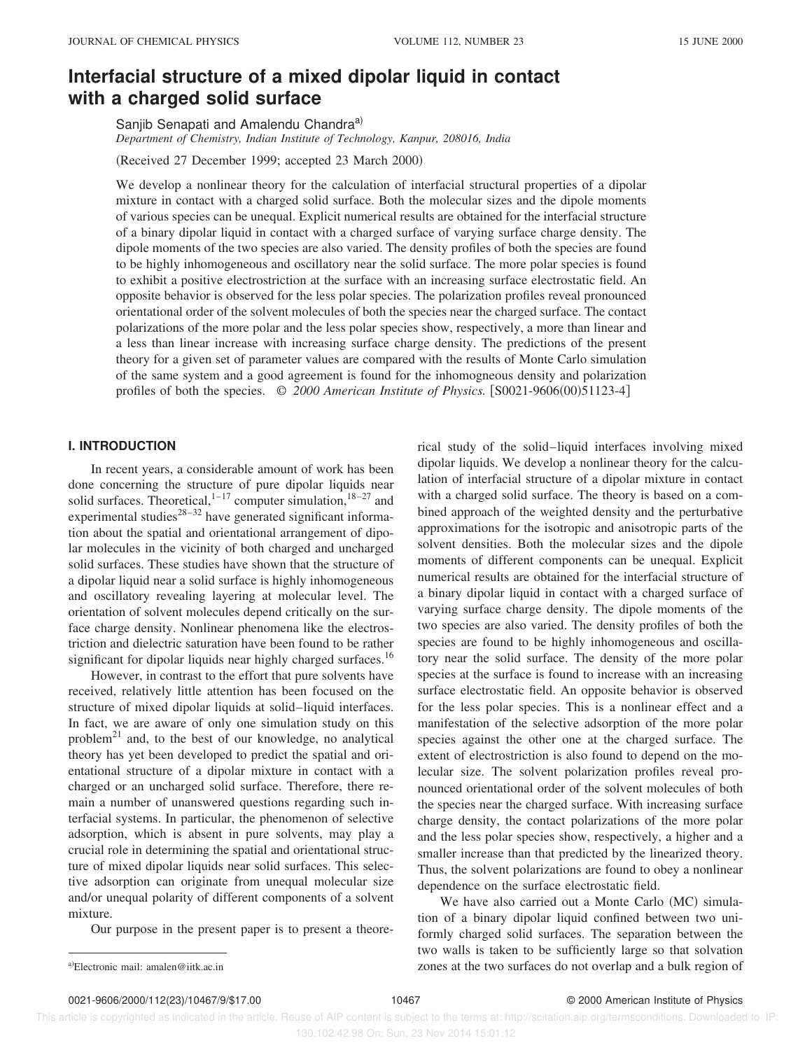# Interfacial structure of a mixed dipolar liquid in contact with a charged solid surface

Sanjib Senapati and Amalendu Chandra[a]

*Department of Chemistry, Indian Institute of Technology, Kanpur, 208016, India*

(Received 27 December 1999; accepted 23 March 2000)

We develop a nonlinear theory for the calculation of interfacial structural properties of a dipolar mixture in contact with a charged solid surface. Both the molecular sizes and the dipole moments of various species can be unequal. Explicit numerical results are obtained for the interfacial structure of a binary dipolar liquid in contact with a charged surface of varying surface charge density. The dipole moments of the two species are also varied. The density profiles of both the species are found to be highly inhomogeneous and oscillatory near the solid surface. The more polar species is found to exhibit a positive electrostriction at the surface with an increasing surface electrostatic field. An opposite behavior is observed for the less polar species. The polarization profiles reveal pronounced orientational order of the solvent molecules of both the species near the charged surface. The contact polarizations of the more polar and the less polar species show, respectively, a more than linear and a less than linear increase with increasing surface charge density. The predictions of the present theory for a given set of parameter values are compared with the results of Monte Carlo simulation of the same system and a good agreement is found for the inhomogneous density and polarization profiles of both the species. © *2000 American Institute of Physics.* [S0021-9606(00)51123-4]

## I. INTRODUCTION

In recent years, a considerable amount of work has been done concerning the structure of pure dipolar liquids near solid surfaces. Theoretical,[1–17] computer simulation,[18–27] and experimental studies[28–32] have generated significant information about the spatial and orientational arrangement of dipolar molecules in the vicinity of both charged and uncharged solid surfaces. These studies have shown that the structure of a dipolar liquid near a solid surface is highly inhomogeneous and oscillatory revealing layering at molecular level. The orientation of solvent molecules depend critically on the surface charge density. Nonlinear phenomena like the electrostriction and dielectric saturation have been found to be rather significant for dipolar liquids near highly charged surfaces.[16]

However, in contrast to the effort that pure solvents have received, relatively little attention has been focused on the structure of mixed dipolar liquids at solid–liquid interfaces. In fact, we are aware of only one simulation study on this problem[21] and, to the best of our knowledge, no analytical theory has yet been developed to predict the spatial and orientational structure of a dipolar mixture in contact with a charged or an uncharged solid surface. Therefore, there remain a number of unanswered questions regarding such interfacial systems. In particular, the phenomenon of selective adsorption, which is absent in pure solvents, may play a crucial role in determining the spatial and orientational structure of mixed dipolar liquids near solid surfaces. This selective adsorption can originate from unequal molecular size and/or unequal polarity of different components of a solvent mixture.

Our purpose in the present paper is to present a theoretical study of the solid–liquid interfaces involving mixed dipolar liquids. We develop a nonlinear theory for the calculation of interfacial structure of a dipolar mixture in contact with a charged solid surface. The theory is based on a combined approach of the weighted density and the perturbative approximations for the isotropic and anisotropic parts of the solvent densities. Both the molecular sizes and the dipole moments of different components can be unequal. Explicit numerical results are obtained for the interfacial structure of a binary dipolar liquid in contact with a charged surface of varying surface charge density. The dipole moments of the two species are also varied. The density profiles of both the species are found to be highly inhomogeneous and oscillatory near the solid surface. The density of the more polar species at the surface is found to increase with an increasing surface electrostatic field. An opposite behavior is observed for the less polar species. This is a nonlinear effect and a manifestation of the selective adsorption of the more polar species against the other one at the charged surface. The extent of electrostriction is also found to depend on the molecular size. The solvent polarization profiles reveal pronounced orientational order of the solvent molecules of both the species near the charged surface. With increasing surface charge density, the contact polarizations of the more polar and the less polar species show, respectively, a higher and a smaller increase than that predicted by the linearized theory. Thus, the solvent polarizations are found to obey a nonlinear dependence on the surface electrostatic field.

We have also carried out a Monte Carlo (MC) simulation of a binary dipolar liquid confined between two uniformly charged solid surfaces. The separation between the two walls is taken to be sufficiently large so that solvation zones at the two surfaces do not overlap and a bulk region of

[a]Electronic mail: amalen@iitk.ac.in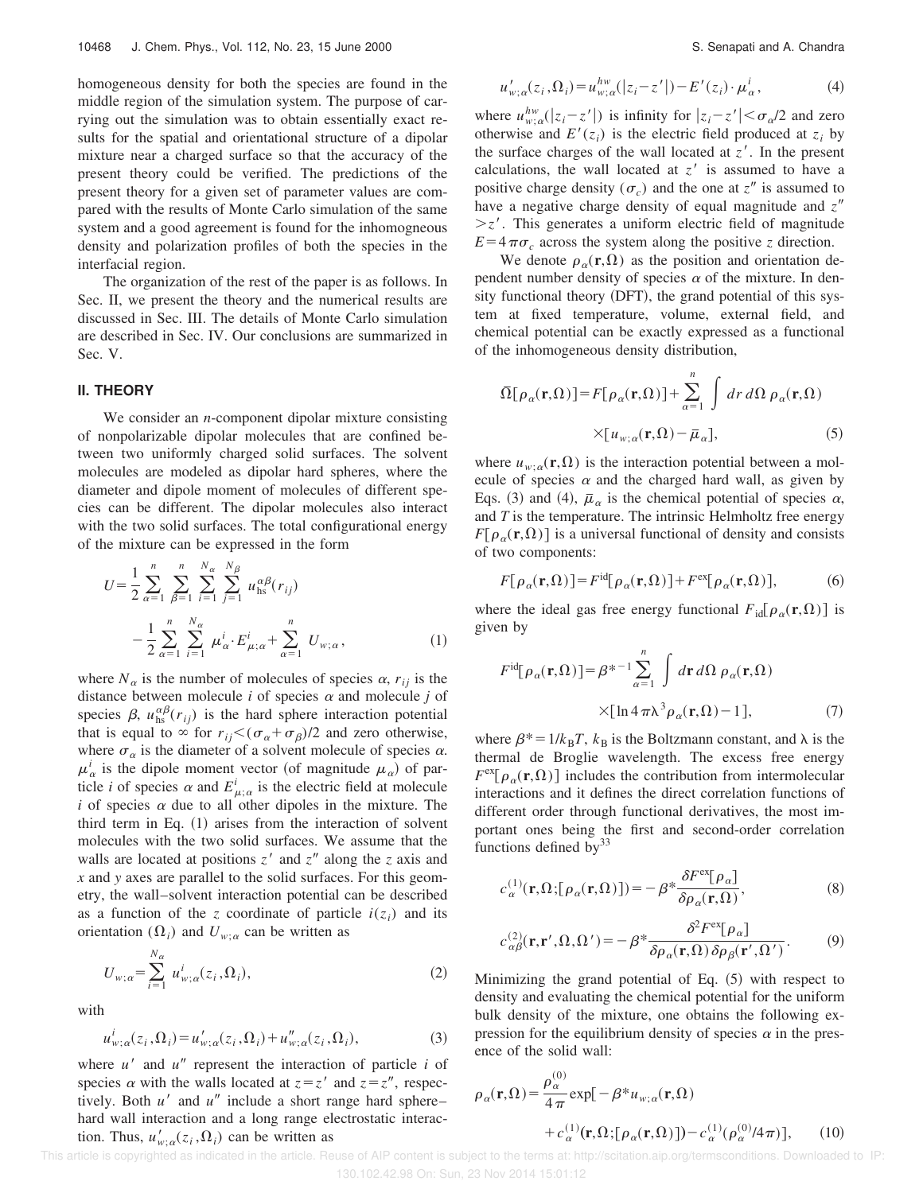homogeneous density for both the species are found in the middle region of the simulation system. The purpose of carrying out the simulation was to obtain essentially exact results for the spatial and orientational structure of a dipolar mixture near a charged surface so that the accuracy of the present theory could be verified. The predictions of the present theory for a given set of parameter values are compared with the results of Monte Carlo simulation of the same system and a good agreement is found for the inhomogeneous density and polarization profiles of both the species in the interfacial region.

The organization of the rest of the paper is as follows. In Sec. II, we present the theory and the numerical results are discussed in Sec. III. The details of Monte Carlo simulation are described in Sec. IV. Our conclusions are summarized in Sec. V.

## II. THEORY

We consider an $n$-component dipolar mixture consisting of nonpolarizable dipolar molecules that are confined between two uniformly charged solid surfaces. The solvent molecules are modeled as dipolar hard spheres, where the diameter and dipole moment of molecules of different species can be different. The dipolar molecules also interact with the two solid surfaces. The total configurational energy of the mixture can be expressed in the form

$$U=\frac{1}{2}\sum_{\alpha=1}^{n}\sum_{\beta=1}^{n}\sum_{i=1}^{N_\alpha}\sum_{j=1}^{N_\beta}u_{\rm hs}^{\alpha\beta}(r_{ij})-\frac{1}{2}\sum_{\alpha=1}^{n}\sum_{i=1}^{N_\alpha}\mu_\alpha^i\cdot E_{\mu;\alpha}^i+\sum_{\alpha=1}^{n}U_{w;\alpha},\tag{1}$$

where $N_\alpha$ is the number of molecules of species $\alpha$, $r_{ij}$ is the distance between molecule $i$ of species $\alpha$ and molecule $j$ of species $\beta$, $u_{\rm hs}^{\alpha\beta}(r_{ij})$ is the hard sphere interaction potential that is equal to $\infty$ for $r_{ij}<(\sigma_\alpha+\sigma_\beta)/2$ and zero otherwise, where $\sigma_\alpha$ is the diameter of a solvent molecule of species $\alpha$. $\mu_\alpha^i$ is the dipole moment vector (of magnitude $\mu_\alpha$) of particle $i$ of species $\alpha$ and $E_{\mu;\alpha}^i$ is the electric field at molecule $i$ of species $\alpha$ due to all other dipoles in the mixture. The third term in Eq. (1) arises from the interaction of solvent molecules with the two solid surfaces. We assume that the walls are located at positions $z'$ and $z''$ along the $z$ axis and $x$ and $y$ axes are parallel to the solid surfaces. For this geometry, the wall–solvent interaction potential can be described as a function of the $z$ coordinate of particle $i(z_i)$ and its orientation $(\Omega_i)$ and $U_{w;\alpha}$ can be written as

$$U_{w;\alpha}=\sum_{i=1}^{N_\alpha}u_{w;\alpha}^i(z_i,\Omega_i),\tag{2}$$

with

$$u_{w;\alpha}^i(z_i,\Omega_i)=u_{w;\alpha}'(z_i,\Omega_i)+u_{w;\alpha}''(z_i,\Omega_i),\tag{3}$$

where $u'$ and $u''$ represent the interaction of particle $i$ of species $\alpha$ with the walls located at $z=z'$ and $z=z''$, respectively. Both $u'$ and $u''$ include a short range hard sphere–hard wall interaction and a long range electrostatic interaction. Thus, $u_{w;\alpha}'(z_i,\Omega_i)$ can be written as

$$u_{w;\alpha}'(z_i,\Omega_i)=u_{w;\alpha}^{hw}(|z_i-z'|)-E'(z_i)\cdot\mu_\alpha^i,\tag{4}$$

where $u_{w;\alpha}^{hw}(|z_i-z'|)$ is infinity for $|z_i-z'|<\sigma_\alpha/2$ and zero otherwise and $E'(z_i)$ is the electric field produced at $z_i$ by the surface charges of the wall located at $z'$. In the present calculations, the wall located at $z'$ is assumed to have a positive charge density $(\sigma_c)$ and the one at $z''$ is assumed to have a negative charge density of equal magnitude and $z''>z'$. This generates a uniform electric field of magnitude $E=4\pi\sigma_c$ across the system along the positive $z$ direction.

We denote $\rho_\alpha(\mathbf{r},\Omega)$ as the position and orientation dependent number density of species $\alpha$ of the mixture. In density functional theory (DFT), the grand potential of this system at fixed temperature, volume, external field, and chemical potential can be exactly expressed as a functional of the inhomogeneous density distribution,

$$\bar{\Omega}[\rho_\alpha(\mathbf{r},\Omega)]=F[\rho_\alpha(\mathbf{r},\Omega)]+\sum_{\alpha=1}^{n}\int dr\,d\Omega\,\rho_\alpha(\mathbf{r},\Omega)\times[u_{w;\alpha}(\mathbf{r},\Omega)-\bar{\mu}_\alpha],\tag{5}$$

where $u_{w;\alpha}(\mathbf{r},\Omega)$ is the interaction potential between a molecule of species $\alpha$ and the charged hard wall, as given by Eqs. (3) and (4), $\bar{\mu}_\alpha$ is the chemical potential of species $\alpha$, and $T$ is the temperature. The intrinsic Helmholtz free energy $F[\rho_\alpha(\mathbf{r},\Omega)]$ is a universal functional of density and consists of two components:

$$F[\rho_\alpha(\mathbf{r},\Omega)]=F^{\rm id}[\rho_\alpha(\mathbf{r},\Omega)]+F^{\rm ex}[\rho_\alpha(\mathbf{r},\Omega)],\tag{6}$$

where the ideal gas free energy functional $F_{\rm id}[\rho_\alpha(\mathbf{r},\Omega)]$ is given by

$$F^{\rm id}[\rho_\alpha(\mathbf{r},\Omega)]=\beta^{*-1}\sum_{\alpha=1}^{n}\int d\mathbf{r}\,d\Omega\,\rho_\alpha(\mathbf{r},\Omega)\times[\ln 4\pi\lambda^3\rho_\alpha(\mathbf{r},\Omega)-1],\tag{7}$$

where $\beta^*=1/k_{\rm B}T$, $k_{\rm B}$ is the Boltzmann constant, and $\lambda$ is the thermal de Broglie wavelength. The excess free energy $F^{\rm ex}[\rho_\alpha(\mathbf{r},\Omega)]$ includes the contribution from intermolecular interactions and it defines the direct correlation functions of different order through functional derivatives, the most important ones being the first and second-order correlation functions defined by[33]

$$c_\alpha^{(1)}(\mathbf{r},\Omega;[\rho_\alpha(\mathbf{r},\Omega)])=-\beta^*\frac{\delta F^{\rm ex}[\rho_\alpha]}{\delta\rho_\alpha(\mathbf{r},\Omega)},\tag{8}$$

$$c_{\alpha\beta}^{(2)}(\mathbf{r},\mathbf{r}',\Omega,\Omega')=-\beta^*\frac{\delta^2F^{\rm ex}[\rho_\alpha]}{\delta\rho_\alpha(\mathbf{r},\Omega)\,\delta\rho_\beta(\mathbf{r}',\Omega')}.\tag{9}$$

Minimizing the grand potential of Eq. (5) with respect to density and evaluating the chemical potential for the uniform bulk density of the mixture, one obtains the following expression for the equilibrium density of species $\alpha$ in the presence of the solid wall:

$$\rho_\alpha(\mathbf{r},\Omega)=\frac{\rho_\alpha^{(0)}}{4\pi}\exp[-\beta^*u_{w;\alpha}(\mathbf{r},\Omega)+c_\alpha^{(1)}(\mathbf{r},\Omega;[\rho_\alpha(\mathbf{r},\Omega)])-c_\alpha^{(1)}(\rho_\alpha^{(0)}/4\pi)],\tag{10}$$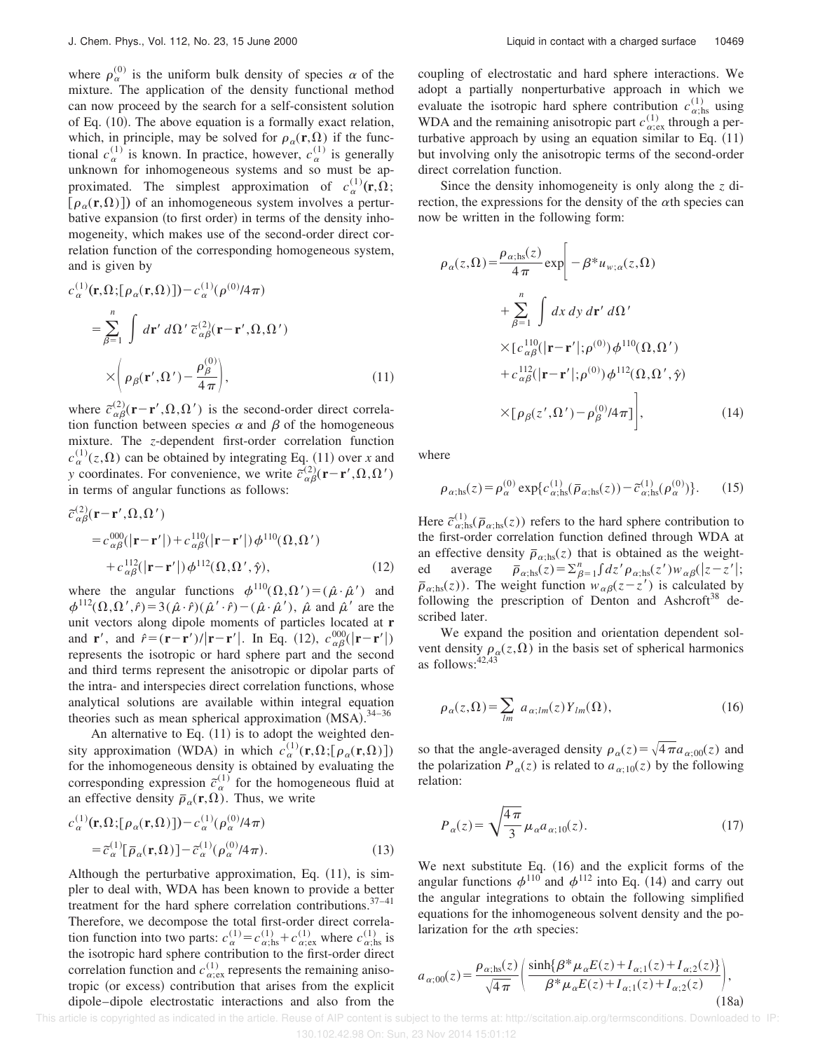where $\rho_\alpha^{(0)}$ is the uniform bulk density of species $\alpha$ of the mixture. The application of the density functional method can now proceed by the search for a self-consistent solution of Eq. (10). The above equation is a formally exact relation, which, in principle, may be solved for $\rho_\alpha(\mathbf{r},\Omega)$ if the functional $c_\alpha^{(1)}$ is known. In practice, however, $c_\alpha^{(1)}$ is generally unknown for inhomogeneous systems and so must be approximated. The simplest approximation of $c_\alpha^{(1)}(\mathbf{r},\Omega;[\rho_\alpha(\mathbf{r},\Omega)])$ of an inhomogeneous system involves a perturbative expansion (to first order) in terms of the density inhomogeneity, which makes use of the second-order direct correlation function of the corresponding homogeneous system, and is given by

$$
\begin{aligned}
&c_\alpha^{(1)}(\mathbf{r},\Omega;[\rho_\alpha(\mathbf{r},\Omega)])-c_\alpha^{(1)}(\rho^{(0)}/4\pi)\\
&=\sum_{\beta=1}^{n}\int d\mathbf{r}'\,d\Omega'\,\tilde{c}_{\alpha\beta}^{(2)}(\mathbf{r}-\mathbf{r}',\Omega,\Omega')\\
&\quad\times\left(\rho_\beta(\mathbf{r}',\Omega')-\frac{\rho_\beta^{(0)}}{4\pi}\right),
\end{aligned}
\tag{11}
$$

where $\tilde{c}_{\alpha\beta}^{(2)}(\mathbf{r}-\mathbf{r}',\Omega,\Omega')$ is the second-order direct correlation function between species $\alpha$ and $\beta$ of the homogeneous mixture. The $z$-dependent first-order correlation function $c_\alpha^{(1)}(z,\Omega)$ can be obtained by integrating Eq. (11) over $x$ and $y$ coordinates. For convenience, we write $\tilde{c}_{\alpha\beta}^{(2)}(\mathbf{r}-\mathbf{r}',\Omega,\Omega')$ in terms of angular functions as follows:

$$
\begin{aligned}
&\tilde{c}_{\alpha\beta}^{(2)}(\mathbf{r}-\mathbf{r}',\Omega,\Omega')\\
&=c_{\alpha\beta}^{000}(|\mathbf{r}-\mathbf{r}'|)+c_{\alpha\beta}^{110}(|\mathbf{r}-\mathbf{r}'|)\phi^{110}(\Omega,\Omega')\\
&\quad+c_{\alpha\beta}^{112}(|\mathbf{r}-\mathbf{r}'|)\phi^{112}(\Omega,\Omega',\hat{\gamma}),
\end{aligned}
\tag{12}
$$

where the angular functions $\phi^{110}(\Omega,\Omega')=(\hat{\mu}\cdot\hat{\mu}')$ and $\phi^{112}(\Omega,\Omega',\hat{r})=3(\hat{\mu}\cdot\hat{r})(\hat{\mu}'\cdot\hat{r})-(\hat{\mu}\cdot\hat{\mu}')$, $\hat{\mu}$ and $\hat{\mu}'$ are the unit vectors along dipole moments of particles located at $\mathbf{r}$ and $\mathbf{r}'$, and $\hat{r}=(\mathbf{r}-\mathbf{r}')/|\mathbf{r}-\mathbf{r}'|$. In Eq. (12), $c_{\alpha\beta}^{000}(|\mathbf{r}-\mathbf{r}'|)$ represents the isotropic or hard sphere part and the second and third terms represent the anisotropic or dipolar parts of the intra- and interspecies direct correlation functions, whose analytical solutions are available within integral equation theories such as mean spherical approximation (MSA).[34–36]

An alternative to Eq. (11) is to adopt the weighted density approximation (WDA) in which $c_\alpha^{(1)}(\mathbf{r},\Omega;[\rho_\alpha(\mathbf{r},\Omega)])$ for the inhomogeneous density is obtained by evaluating the corresponding expression $\tilde{c}_\alpha^{(1)}$ for the homogeneous fluid at an effective density $\bar{\rho}_\alpha(\mathbf{r},\Omega)$. Thus, we write

$$
\begin{aligned}
&c_\alpha^{(1)}(\mathbf{r},\Omega;[\rho_\alpha(\mathbf{r},\Omega)])-c_\alpha^{(1)}(\rho_\alpha^{(0)}/4\pi)\\
&=\tilde{c}_\alpha^{(1)}[\bar{\rho}_\alpha(\mathbf{r},\Omega)]-\tilde{c}_\alpha^{(1)}(\rho_\alpha^{(0)}/4\pi).
\end{aligned}
\tag{13}
$$

Although the perturbative approximation, Eq. (11), is simpler to deal with, WDA has been known to provide a better treatment for the hard sphere correlation contributions.[37–41] Therefore, we decompose the total first-order direct correlation function into two parts: $c_\alpha^{(1)}=c_{\alpha;\mathrm{hs}}^{(1)}+c_{\alpha;\mathrm{ex}}^{(1)}$ where $c_{\alpha;\mathrm{hs}}^{(1)}$ is the isotropic hard sphere contribution to the first-order direct correlation function and $c_{\alpha;\mathrm{ex}}^{(1)}$ represents the remaining anisotropic (or excess) contribution that arises from the explicit dipole–dipole electrostatic interactions and also from the coupling of electrostatic and hard sphere interactions. We adopt a partially nonperturbative approach in which we evaluate the isotropic hard sphere contribution $c_{\alpha;\mathrm{hs}}^{(1)}$ using WDA and the remaining anisotropic part $c_{\alpha;\mathrm{ex}}^{(1)}$ through a perturbative approach by using an equation similar to Eq. (11) but involving only the anisotropic terms of the second-order direct correlation function.

Since the density inhomogeneity is only along the $z$ direction, the expressions for the density of the $\alpha$th species can now be written in the following form:

$$
\begin{aligned}
\rho_\alpha(z,\Omega)=&\frac{\rho_{\alpha;\mathrm{hs}}(z)}{4\pi}\exp\Bigg[-\beta^*u_{w;\alpha}(z,\Omega)\\
&+\sum_{\beta=1}^{n}\int dx\,dy\,d\mathbf{r}'\,d\Omega'\\
&\times[c_{\alpha\beta}^{110}(|\mathbf{r}-\mathbf{r}'|;\rho^{(0)})\phi^{110}(\Omega,\Omega')\\
&+c_{\alpha\beta}^{112}(|\mathbf{r}-\mathbf{r}'|;\rho^{(0)})\phi^{112}(\Omega,\Omega',\hat{\gamma})\\
&\times[\rho_\beta(z',\Omega')-\rho_\beta^{(0)}/4\pi]\Bigg],
\end{aligned}
\tag{14}
$$

where

$$
\rho_{\alpha;\mathrm{hs}}(z)=\rho_\alpha^{(0)}\exp\{c_{\alpha;\mathrm{hs}}^{(1)}(\bar{\rho}_{\alpha;\mathrm{hs}}(z))-\tilde{c}_{\alpha;\mathrm{hs}}^{(1)}(\rho_\alpha^{(0)})\}.
\tag{15}
$$

Here $\tilde{c}_{\alpha;\mathrm{hs}}^{(1)}(\bar{\rho}_{\alpha;\mathrm{hs}}(z))$ refers to the hard sphere contribution to the first-order correlation function defined through WDA at an effective density $\bar{\rho}_{\alpha;\mathrm{hs}}(z)$ that is obtained as the weighted average $\bar{\rho}_{\alpha;\mathrm{hs}}(z)=\Sigma_{\beta=1}^{n}\int dz'\,\rho_{\alpha;\mathrm{hs}}(z')w_{\alpha\beta}(|z-z'|;\bar{\rho}_{\alpha;\mathrm{hs}}(z))$. The weight function $w_{\alpha\beta}(z-z')$ is calculated by following the prescription of Denton and Ashcroft[38] described later.

We expand the position and orientation dependent solvent density $\rho_\alpha(z,\Omega)$ in the basis set of spherical harmonics as follows:[42,43]

$$
\rho_\alpha(z,\Omega)=\sum_{lm}a_{\alpha;lm}(z)Y_{lm}(\Omega),
\tag{16}
$$

so that the angle-averaged density $\rho_\alpha(z)=\sqrt{4\pi}a_{\alpha;00}(z)$ and the polarization $P_\alpha(z)$ is related to $a_{\alpha;10}(z)$ by the following relation:

$$
P_\alpha(z)=\sqrt{\frac{4\pi}{3}}\mu_\alpha a_{\alpha;10}(z).
\tag{17}
$$

We next substitute Eq. (16) and the explicit forms of the angular functions $\phi^{110}$ and $\phi^{112}$ into Eq. (14) and carry out the angular integrations to obtain the following simplified equations for the inhomogeneous solvent density and the polarization for the $\alpha$th species:

$$
a_{\alpha;00}(z)=\frac{\rho_{\alpha;\mathrm{hs}}(z)}{\sqrt{4\pi}}\left(\frac{\sinh\{\beta^*\mu_\alpha E(z)+I_{\alpha;1}(z)+I_{\alpha;2}(z)\}}{\beta^*\mu_\alpha E(z)+I_{\alpha;1}(z)+I_{\alpha;2}(z)}\right),
\tag{18a}
$$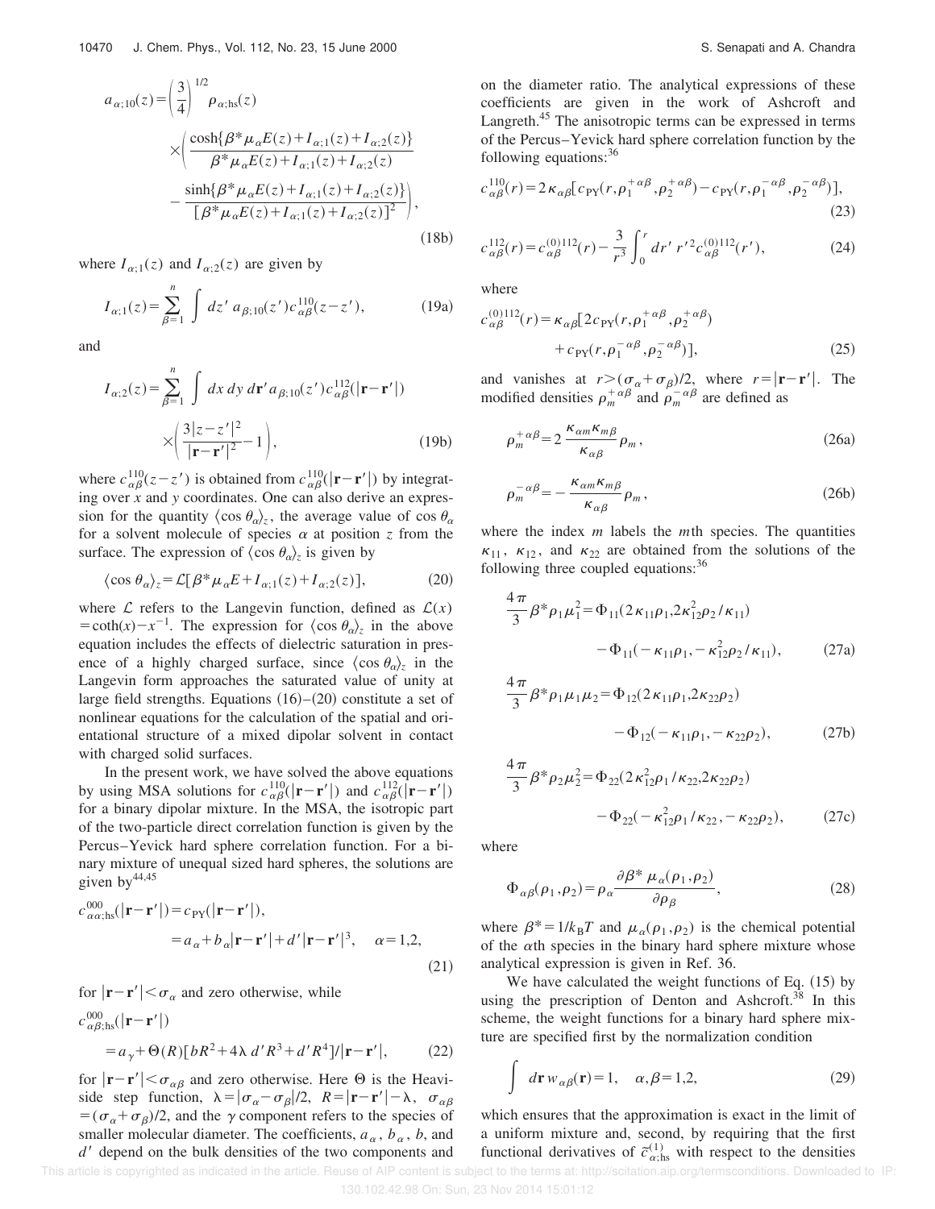$$a_{\alpha;10}(z)=\left(\frac{3}{4}\right)^{1/2}\rho_{\alpha;\mathrm{hs}}(z)\times\left(\frac{\cosh\{\beta^*\mu_\alpha E(z)+I_{\alpha;1}(z)+I_{\alpha;2}(z)\}}{\beta^*\mu_\alpha E(z)+I_{\alpha;1}(z)+I_{\alpha;2}(z)}-\frac{\sinh\{\beta^*\mu_\alpha E(z)+I_{\alpha;1}(z)+I_{\alpha;2}(z)\}}{[\beta^*\mu_\alpha E(z)+I_{\alpha;1}(z)+I_{\alpha;2}(z)]^2}\right),\tag{18b}$$

where $I_{\alpha;1}(z)$ and $I_{\alpha;2}(z)$ are given by

$$I_{\alpha;1}(z)=\sum_{\beta=1}^{n}\int dz'\,a_{\beta;10}(z')c_{\alpha\beta}^{110}(z-z'),\tag{19a}$$

and

$$I_{\alpha;2}(z)=\sum_{\beta=1}^{n}\int dx\,dy\,d\mathbf{r}'a_{\beta;10}(z')c_{\alpha\beta}^{112}(|\mathbf{r}-\mathbf{r}'|)\times\left(\frac{3|z-z'|^2}{|\mathbf{r}-\mathbf{r}'|^2}-1\right),\tag{19b}$$

where $c_{\alpha\beta}^{110}(z-z')$ is obtained from $c_{\alpha\beta}^{110}(|\mathbf{r}-\mathbf{r}'|)$ by integrating over $x$ and $y$ coordinates. One can also derive an expression for the quantity $\langle\cos\theta_\alpha\rangle_z$, the average value of $\cos\theta_\alpha$ for a solvent molecule of species $\alpha$ at position $z$ from the surface. The expression of $\langle\cos\theta_\alpha\rangle_z$ is given by

$$\langle\cos\theta_\alpha\rangle_z=\mathcal{L}[\beta^*\mu_\alpha E+I_{\alpha;1}(z)+I_{\alpha;2}(z)],\tag{20}$$

where $\mathcal{L}$ refers to the Langevin function, defined as $\mathcal{L}(x)=\coth(x)-x^{-1}$. The expression for $\langle\cos\theta_\alpha\rangle_z$ in the above equation includes the effects of dielectric saturation in presence of a highly charged surface, since $\langle\cos\theta_\alpha\rangle_z$ in the Langevin form approaches the saturated value of unity at large field strengths. Equations (16)–(20) constitute a set of nonlinear equations for the calculation of the spatial and orientational structure of a mixed dipolar solvent in contact with charged solid surfaces.

In the present work, we have solved the above equations by using MSA solutions for $c_{\alpha\beta}^{110}(|\mathbf{r}-\mathbf{r}'|)$ and $c_{\alpha\beta}^{112}(|\mathbf{r}-\mathbf{r}'|)$ for a binary dipolar mixture. In the MSA, the isotropic part of the two-particle direct correlation function is given by the Percus–Yevick hard sphere correlation function. For a binary mixture of unequal sized hard spheres, the solutions are given by[44,45]

$$c_{\alpha\alpha;\mathrm{hs}}^{000}(|\mathbf{r}-\mathbf{r}'|)=c_{\mathrm{PY}}(|\mathbf{r}-\mathbf{r}'|),$$
$$=a_\alpha+b_\alpha|\mathbf{r}-\mathbf{r}'|+d'|\mathbf{r}-\mathbf{r}'|^3,\quad\alpha=1,2,\tag{21}$$

for $|\mathbf{r}-\mathbf{r}'|<\sigma_\alpha$ and zero otherwise, while

$$c_{\alpha\beta;\mathrm{hs}}^{000}(|\mathbf{r}-\mathbf{r}'|)=a_\gamma+\Theta(R)[bR^2+4\lambda\,d'R^3+d'R^4]/|\mathbf{r}-\mathbf{r}'|,\tag{22}$$

for $|\mathbf{r}-\mathbf{r}'|<\sigma_{\alpha\beta}$ and zero otherwise. Here $\Theta$ is the Heaviside step function, $\lambda=|\sigma_\alpha-\sigma_\beta|/2$, $R=|\mathbf{r}-\mathbf{r}'|-\lambda$, $\sigma_{\alpha\beta}=(\sigma_\alpha+\sigma_\beta)/2$, and the $\gamma$ component refers to the species of smaller molecular diameter. The coefficients, $a_\alpha$, $b_\alpha$, $b$, and $d'$ depend on the bulk densities of the two components and on the diameter ratio. The analytical expressions of these coefficients are given in the work of Ashcroft and Langreth.[45] The anisotropic terms can be expressed in terms of the Percus–Yevick hard sphere correlation function by the following equations:[36]

$$c_{\alpha\beta}^{110}(r)=2\kappa_{\alpha\beta}[c_{\mathrm{PY}}(r,\rho_1^{+\alpha\beta},\rho_2^{+\alpha\beta})-c_{\mathrm{PY}}(r,\rho_1^{-\alpha\beta},\rho_2^{-\alpha\beta})],\tag{23}$$

$$c_{\alpha\beta}^{112}(r)=c_{\alpha\beta}^{(0)112}(r)-\frac{3}{r^3}\int_0^r dr'\,r'^2c_{\alpha\beta}^{(0)112}(r'),\tag{24}$$

where

$$c_{\alpha\beta}^{(0)112}(r)=\kappa_{\alpha\beta}[2c_{\mathrm{PY}}(r,\rho_1^{+\alpha\beta},\rho_2^{+\alpha\beta})+c_{\mathrm{PY}}(r,\rho_1^{-\alpha\beta},\rho_2^{-\alpha\beta})],\tag{25}$$

and vanishes at $r>(\sigma_\alpha+\sigma_\beta)/2$, where $r=|\mathbf{r}-\mathbf{r}'|$. The modified densities $\rho_m^{+\alpha\beta}$ and $\rho_m^{-\alpha\beta}$ are defined as

$$\rho_m^{+\alpha\beta}=2\frac{\kappa_{\alpha m}\kappa_{m\beta}}{\kappa_{\alpha\beta}}\rho_m,\tag{26a}$$

$$\rho_m^{-\alpha\beta}=-\frac{\kappa_{\alpha m}\kappa_{m\beta}}{\kappa_{\alpha\beta}}\rho_m,\tag{26b}$$

where the index $m$ labels the $m$th species. The quantities $\kappa_{11}$, $\kappa_{12}$, and $\kappa_{22}$ are obtained from the solutions of the following three coupled equations:[36]

$$\frac{4\pi}{3}\beta^*\rho_1\mu_1^2=\Phi_{11}(2\kappa_{11}\rho_1,2\kappa_{12}^2\rho_2/\kappa_{11})-\Phi_{11}(-\kappa_{11}\rho_1,-\kappa_{12}^2\rho_2/\kappa_{11}),\tag{27a}$$

$$\frac{4\pi}{3}\beta^*\rho_1\mu_1\mu_2=\Phi_{12}(2\kappa_{11}\rho_1,2\kappa_{22}\rho_2)-\Phi_{12}(-\kappa_{11}\rho_1,-\kappa_{22}\rho_2),\tag{27b}$$

$$\frac{4\pi}{3}\beta^*\rho_2\mu_2^2=\Phi_{22}(2\kappa_{12}^2\rho_1/\kappa_{22},2\kappa_{22}\rho_2)-\Phi_{22}(-\kappa_{12}^2\rho_1/\kappa_{22},-\kappa_{22}\rho_2),\tag{27c}$$

where

$$\Phi_{\alpha\beta}(\rho_1,\rho_2)=\rho_\alpha\frac{\partial\beta^*\mu_\alpha(\rho_1,\rho_2)}{\partial\rho_\beta},\tag{28}$$

where $\beta^*=1/k_BT$ and $\mu_\alpha(\rho_1,\rho_2)$ is the chemical potential of the $\alpha$th species in the binary hard sphere mixture whose analytical expression is given in Ref. 36.

We have calculated the weight functions of Eq. (15) by using the prescription of Denton and Ashcroft.[38] In this scheme, the weight functions for a binary hard sphere mixture are specified first by the normalization condition

$$\int d\mathbf{r}\,w_{\alpha\beta}(\mathbf{r})=1,\quad\alpha,\beta=1,2,\tag{29}$$

which ensures that the approximation is exact in the limit of a uniform mixture and, second, by requiring that the first functional derivatives of $\tilde{c}_{\alpha;\mathrm{hs}}^{(1)}$ with respect to the densities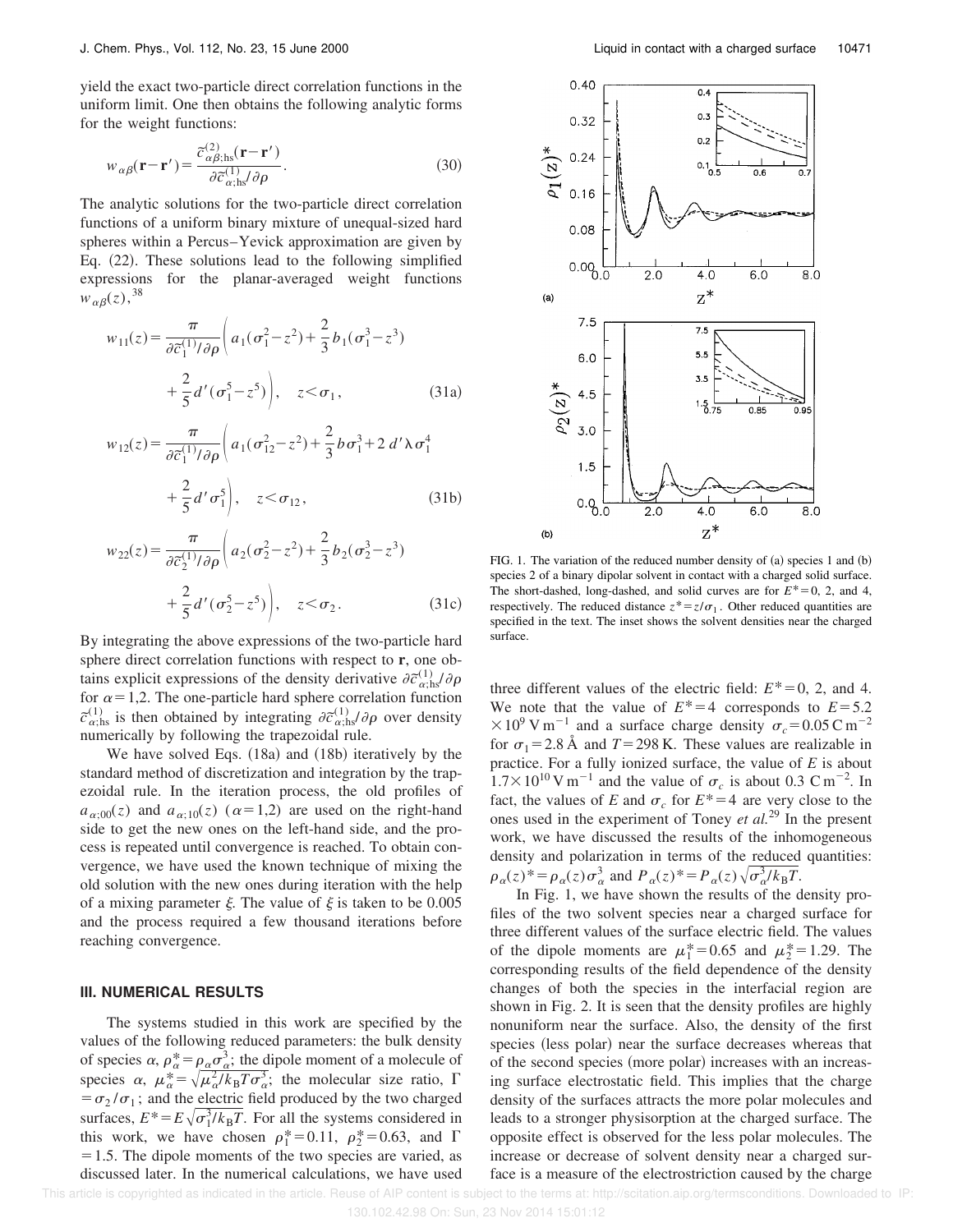yield the exact two-particle direct correlation functions in the uniform limit. One then obtains the following analytic forms for the weight functions:

$$w_{\alpha\beta}(\mathbf{r}-\mathbf{r}') = \frac{\tilde{c}^{(2)}_{\alpha\beta;\mathrm{hs}}(\mathbf{r}-\mathbf{r}')}{\partial \tilde{c}^{(1)}_{\alpha;\mathrm{hs}}/\partial\rho}. \tag{30}$$

The analytic solutions for the two-particle direct correlation functions of a uniform binary mixture of unequal-sized hard spheres within a Percus–Yevick approximation are given by Eq. (22). These solutions lead to the following simplified expressions for the planar-averaged weight functions $w_{\alpha\beta}(z)$,[38]

$$w_{11}(z) = \frac{\pi}{\partial \tilde{c}^{(1)}_{1}/\partial\rho}\left( a_1(\sigma_1^2 - z^2) + \frac{2}{3} b_1(\sigma_1^3 - z^3) + \frac{2}{5} d'(\sigma_1^5 - z^5)\right), \quad z<\sigma_1, \tag{31a}$$

$$w_{12}(z) = \frac{\pi}{\partial \tilde{c}^{(1)}_{1}/\partial\rho}\left( a_1(\sigma_{12}^2 - z^2) + \frac{2}{3} b\sigma_1^3 + 2\, d'\lambda\sigma_1^4 + \frac{2}{5} d'\sigma_1^5\right), \quad z<\sigma_{12}, \tag{31b}$$

$$w_{22}(z) = \frac{\pi}{\partial \tilde{c}^{(1)}_{2}/\partial\rho}\left( a_2(\sigma_2^2 - z^2) + \frac{2}{3} b_2(\sigma_2^3 - z^3) + \frac{2}{5} d'(\sigma_2^5 - z^5)\right), \quad z<\sigma_2. \tag{31c}$$

By integrating the above expressions of the two-particle hard sphere direct correlation functions with respect to **r**, one obtains explicit expressions of the density derivative $\partial \tilde{c}^{(1)}_{\alpha;\mathrm{hs}}/\partial\rho$ for $\alpha=1,2$. The one-particle hard sphere correlation function $\tilde{c}^{(1)}_{\alpha;\mathrm{hs}}$ is then obtained by integrating $\partial \tilde{c}^{(1)}_{\alpha;\mathrm{hs}}/\partial\rho$ over density numerically by following the trapezoidal rule.

We have solved Eqs. (18a) and (18b) iteratively by the standard method of discretization and integration by the trapezoidal rule. In the iteration process, the old profiles of $a_{\alpha;00}(z)$ and $a_{\alpha;10}(z)$ ($\alpha=1,2$) are used on the right-hand side to get the new ones on the left-hand side, and the process is repeated until convergence is reached. To obtain convergence, we have used the known technique of mixing the old solution with the new ones during iteration with the help of a mixing parameter $\xi$. The value of $\xi$ is taken to be 0.005 and the process required a few thousand iterations before reaching convergence.

## III. NUMERICAL RESULTS

The systems studied in this work are specified by the values of the following reduced parameters: the bulk density of species $\alpha$, $\rho^*_\alpha = \rho_\alpha \sigma_\alpha^3$; the dipole moment of a molecule of species $\alpha$, $\mu^*_\alpha = \sqrt{\mu_\alpha^2/k_\mathrm{B}T\sigma_\alpha^3}$; the molecular size ratio, $\Gamma = \sigma_2/\sigma_1$; and the electric field produced by the two charged surfaces, $E^* = E\sqrt{\sigma_1^3/k_\mathrm{B}T}$. For all the systems considered in this work, we have chosen $\rho^*_1 = 0.11$, $\rho^*_2 = 0.63$, and $\Gamma = 1.5$. The dipole moments of the two species are varied, as discussed later. In the numerical calculations, we have used three different values of the electric field: $E^*=0$, 2, and 4. We note that the value of $E^*=4$ corresponds to $E=5.2\times10^9\ \mathrm{V\,m^{-1}}$ and a surface charge density $\sigma_c = 0.05\ \mathrm{C\,m^{-2}}$ for $\sigma_1 = 2.8$ Å and $T=298$ K. These values are realizable in practice. For a fully ionized surface, the value of $E$ is about $1.7\times10^{10}\ \mathrm{V\,m^{-1}}$ and the value of $\sigma_c$ is about $0.3\ \mathrm{C\,m^{-2}}$. In fact, the values of $E$ and $\sigma_c$ for $E^*=4$ are very close to the ones used in the experiment of Toney *et al.*[29] In the present work, we have discussed the results of the inhomogeneous density and polarization in terms of the reduced quantities: $\rho_\alpha(z)^* = \rho_\alpha(z)\sigma_\alpha^3$ and $P_\alpha(z)^* = P_\alpha(z)\sqrt{\sigma_\alpha^3/k_\mathrm{B}T}$.

FIG. 1. The variation of the reduced number density of (a) species 1 and (b) species 2 of a binary dipolar solvent in contact with a charged solid surface. The short-dashed, long-dashed, and solid curves are for $E^*=0$, 2, and 4, respectively. The reduced distance $z^* = z/\sigma_1$. Other reduced quantities are specified in the text. The inset shows the solvent densities near the charged surface.

In Fig. 1, we have shown the results of the density profiles of the two solvent species near a charged surface for three different values of the surface electric field. The values of the dipole moments are $\mu^*_1 = 0.65$ and $\mu^*_2 = 1.29$. The corresponding results of the field dependence of the density changes of both the species in the interfacial region are shown in Fig. 2. It is seen that the density profiles are highly nonuniform near the surface. Also, the density of the first species (less polar) near the surface decreases whereas that of the second species (more polar) increases with an increasing surface electrostatic field. This implies that the charge density of the surfaces attracts the more polar molecules and leads to a stronger physisorption at the charged surface. The opposite effect is observed for the less polar molecules. The increase or decrease of solvent density near a charged surface is a measure of the electrostriction caused by the charge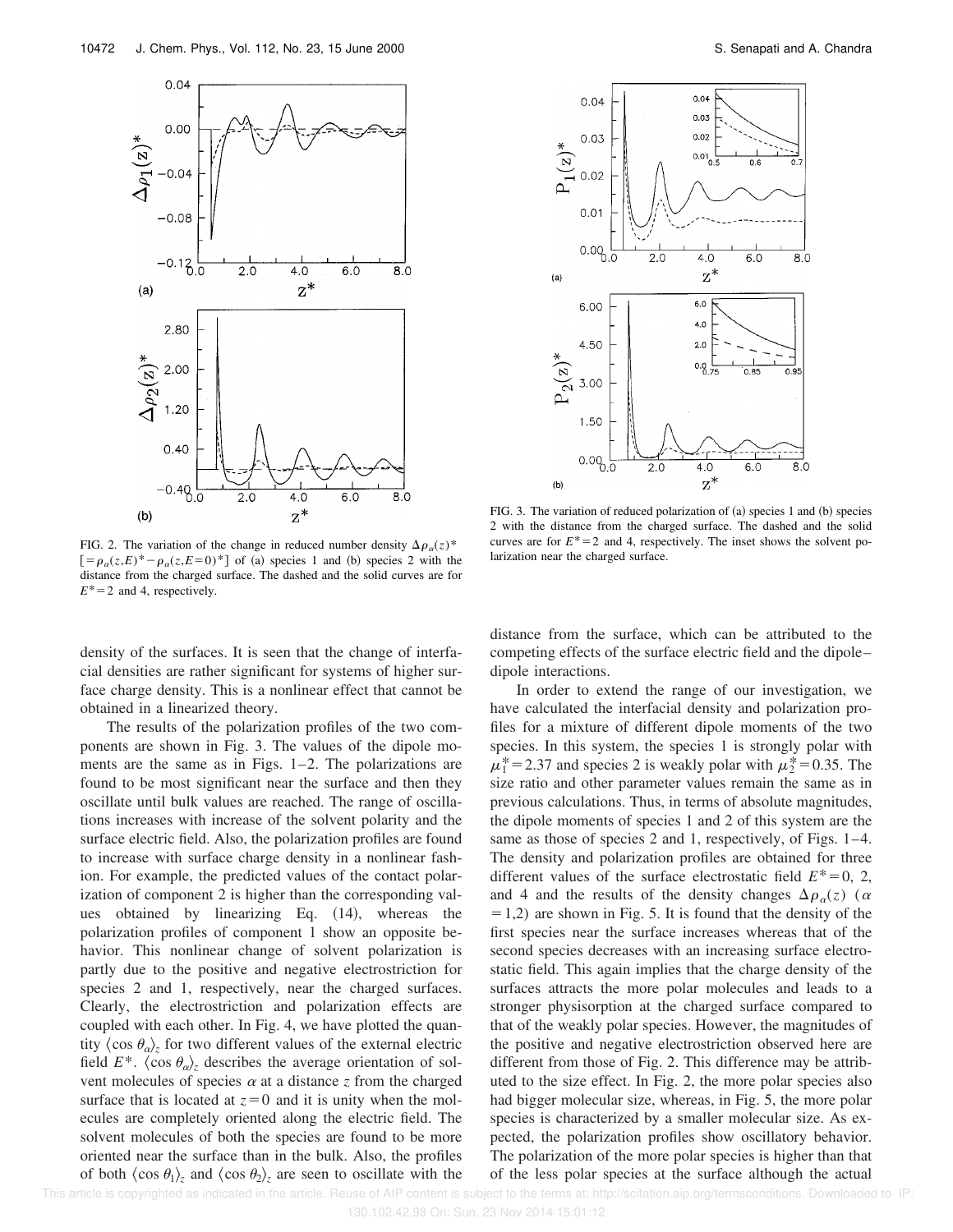FIG. 2. The variation of the change in reduced number density $\Delta\rho_\alpha(z)^*$ $[=\rho_\alpha(z,E)^*-\rho_\alpha(z,E=0)^*]$ of (a) species 1 and (b) species 2 with the distance from the charged surface. The dashed and the solid curves are for $E^*=2$ and 4, respectively.

FIG. 3. The variation of reduced polarization of (a) species 1 and (b) species 2 with the distance from the charged surface. The dashed and the solid curves are for $E^*=2$ and 4, respectively. The inset shows the solvent polarization near the charged surface.

density of the surfaces. It is seen that the change of interfacial densities are rather significant for systems of higher surface charge density. This is a nonlinear effect that cannot be obtained in a linearized theory.

The results of the polarization profiles of the two components are shown in Fig. 3. The values of the dipole moments are the same as in Figs. 1–2. The polarizations are found to be most significant near the surface and then they oscillate until bulk values are reached. The range of oscillations increases with increase of the solvent polarity and the surface electric field. Also, the polarization profiles are found to increase with surface charge density in a nonlinear fashion. For example, the predicted values of the contact polarization of component 2 is higher than the corresponding values obtained by linearizing Eq. (14), whereas the polarization profiles of component 1 show an opposite behavior. This nonlinear change of solvent polarization is partly due to the positive and negative electrostriction for species 2 and 1, respectively, near the charged surfaces. Clearly, the electrostriction and polarization effects are coupled with each other. In Fig. 4, we have plotted the quantity $\langle\cos\theta_\alpha\rangle_z$ for two different values of the external electric field $E^*$. $\langle\cos\theta_\alpha\rangle_z$ describes the average orientation of solvent molecules of species $\alpha$ at a distance $z$ from the charged surface that is located at $z=0$ and it is unity when the molecules are completely oriented along the electric field. The solvent molecules of both the species are found to be more oriented near the surface than in the bulk. Also, the profiles of both $\langle\cos\theta_1\rangle_z$ and $\langle\cos\theta_2\rangle_z$ are seen to oscillate with the distance from the surface, which can be attributed to the competing effects of the surface electric field and the dipole–dipole interactions.

In order to extend the range of our investigation, we have calculated the interfacial density and polarization profiles for a mixture of different dipole moments of the two species. In this system, the species 1 is strongly polar with $\mu_1^*=2.37$ and species 2 is weakly polar with $\mu_2^*=0.35$. The size ratio and other parameter values remain the same as in previous calculations. Thus, in terms of absolute magnitudes, the dipole moments of species 1 and 2 of this system are the same as those of species 2 and 1, respectively, of Figs. 1–4. The density and polarization profiles are obtained for three different values of the surface electrostatic field $E^*=0$, 2, and 4 and the results of the density changes $\Delta\rho_\alpha(z)$ ($\alpha=1,2$) are shown in Fig. 5. It is found that the density of the first species near the surface increases whereas that of the second species decreases with an increasing surface electrostatic field. This again implies that the charge density of the surfaces attracts the more polar molecules and leads to a stronger physisorption at the charged surface compared to that of the weakly polar species. However, the magnitudes of the positive and negative electrostriction observed here are different from those of Fig. 2. This difference may be attributed to the size effect. In Fig. 2, the more polar species also had bigger molecular size, whereas, in Fig. 5, the more polar species is characterized by a smaller molecular size. As expected, the polarization profiles show oscillatory behavior. The polarization of the more polar species is higher than that of the less polar species at the surface although the actual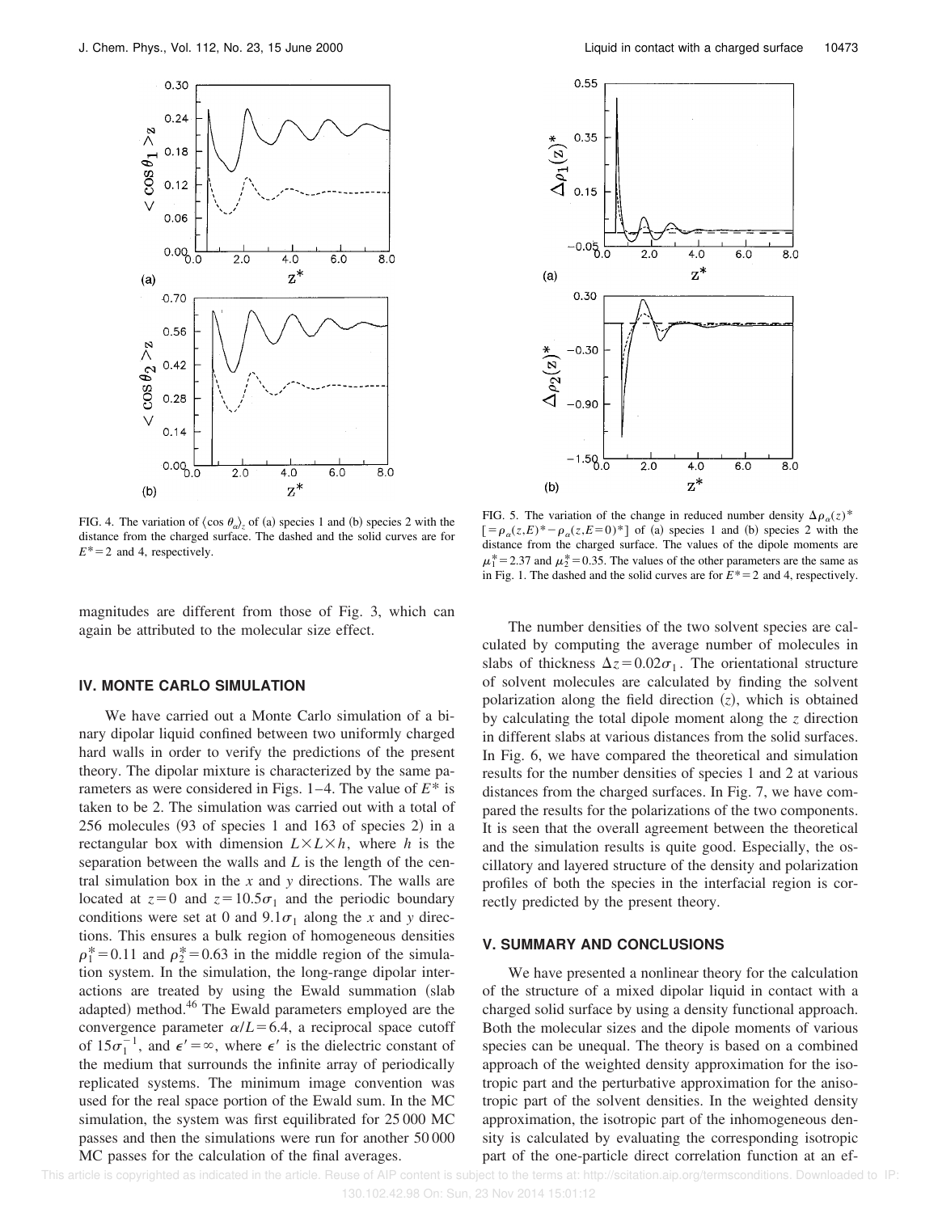FIG. 4. The variation of $\langle \cos \theta_\alpha \rangle_z$ of (a) species 1 and (b) species 2 with the distance from the charged surface. The dashed and the solid curves are for $E^* = 2$ and 4, respectively.

FIG. 5. The variation of the change in reduced number density $\Delta\rho_\alpha(z)^*$ $[=\rho_\alpha(z,E)^* - \rho_\alpha(z,E=0)^*]$ of (a) species 1 and (b) species 2 with the distance from the charged surface. The values of the dipole moments are $\mu_1^* = 2.37$ and $\mu_2^* = 0.35$. The values of the other parameters are the same as in Fig. 1. The dashed and the solid curves are for $E^* = 2$ and 4, respectively.

magnitudes are different from those of Fig. 3, which can again be attributed to the molecular size effect.

## IV. MONTE CARLO SIMULATION

We have carried out a Monte Carlo simulation of a binary dipolar liquid confined between two uniformly charged hard walls in order to verify the predictions of the present theory. The dipolar mixture is characterized by the same parameters as were considered in Figs. 1–4. The value of $E^*$ is taken to be 2. The simulation was carried out with a total of 256 molecules (93 of species 1 and 163 of species 2) in a rectangular box with dimension $L \times L \times h$, where $h$ is the separation between the walls and $L$ is the length of the central simulation box in the $x$ and $y$ directions. The walls are located at $z=0$ and $z=10.5\sigma_1$ and the periodic boundary conditions were set at 0 and $9.1\sigma_1$ along the $x$ and $y$ directions. This ensures a bulk region of homogeneous densities $\rho_1^* = 0.11$ and $\rho_2^* = 0.63$ in the middle region of the simulation system. In the simulation, the long-range dipolar interactions are treated by using the Ewald summation (slab adapted) method.[46] The Ewald parameters employed are the convergence parameter $\alpha/L = 6.4$, a reciprocal space cutoff of $15\sigma_1^{-1}$, and $\epsilon' = \infty$, where $\epsilon'$ is the dielectric constant of the medium that surrounds the infinite array of periodically replicated systems. The minimum image convention was used for the real space portion of the Ewald sum. In the MC simulation, the system was first equilibrated for 25 000 MC passes and then the simulations were run for another 50 000 MC passes for the calculation of the final averages.

The number densities of the two solvent species are calculated by computing the average number of molecules in slabs of thickness $\Delta z = 0.02\sigma_1$. The orientational structure of solvent molecules are calculated by finding the solvent polarization along the field direction ($z$), which is obtained by calculating the total dipole moment along the $z$ direction in different slabs at various distances from the solid surfaces. In Fig. 6, we have compared the theoretical and simulation results for the number densities of species 1 and 2 at various distances from the charged surfaces. In Fig. 7, we have compared the results for the polarizations of the two components. It is seen that the overall agreement between the theoretical and the simulation results is quite good. Especially, the oscillatory and layered structure of the density and polarization profiles of both the species in the interfacial region is correctly predicted by the present theory.

## V. SUMMARY AND CONCLUSIONS

We have presented a nonlinear theory for the calculation of the structure of a mixed dipolar liquid in contact with a charged solid surface by using a density functional approach. Both the molecular sizes and the dipole moments of various species can be unequal. The theory is based on a combined approach of the weighted density approximation for the isotropic part and the perturbative approximation for the anisotropic part of the solvent densities. In the weighted density approximation, the isotropic part of the inhomogeneous density is calculated by evaluating the corresponding isotropic part of the one-particle direct correlation function at an ef-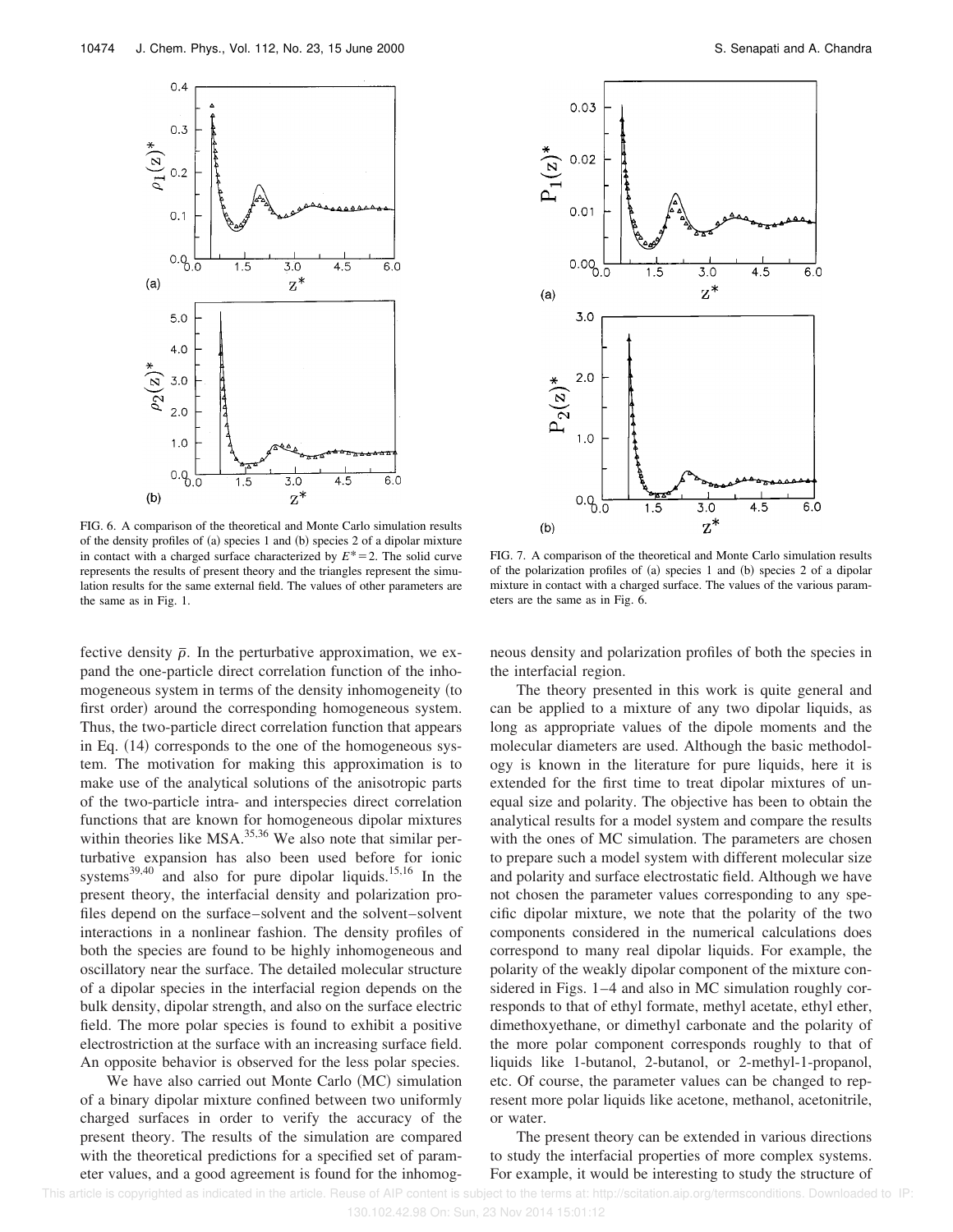$\rho_1(z)^*$

0.4
0.3
0.2
0.1
0.0
0.0 1.5 3.0 4.5 6.0
$z^*$
(a)

$\rho_2(z)^*$

5.0
4.0
3.0
2.0
1.0
0.0
0.0 1.5 3.0 4.5 6.0
$z^*$
(b)

FIG. 6. A comparison of the theoretical and Monte Carlo simulation results of the density profiles of (a) species 1 and (b) species 2 of a dipolar mixture in contact with a charged surface characterized by $E^*=2$. The solid curve represents the results of present theory and the triangles represent the simulation results for the same external field. The values of other parameters are the same as in Fig. 1.

$P_1(z)^*$

0.03
0.02
0.01
0.00
0.0 1.5 3.0 4.5 6.0
$z^*$
(a)

$P_2(z)^*$

3.0
2.0
1.0
0.0
0.0 1.5 3.0 4.5 6.0
$z^*$
(b)

FIG. 7. A comparison of the theoretical and Monte Carlo simulation results of the polarization profiles of (a) species 1 and (b) species 2 of a dipolar mixture in contact with a charged surface. The values of the various parameters are the same as in Fig. 6.

fective density $\bar{\rho}$. In the perturbative approximation, we expand the one-particle direct correlation function of the inhomogeneous system in terms of the density inhomogeneity (to first order) around the corresponding homogeneous system. Thus, the two-particle direct correlation function that appears in Eq. (14) corresponds to the one of the homogeneous system. The motivation for making this approximation is to make use of the analytical solutions of the anisotropic parts of the two-particle intra- and interspecies direct correlation functions that are known for homogeneous dipolar mixtures within theories like MSA.[35,36] We also note that similar perturbative expansion has also been used before for ionic systems[39,40] and also for pure dipolar liquids.[15,16] In the present theory, the interfacial density and polarization profiles depend on the surface–solvent and the solvent–solvent interactions in a nonlinear fashion. The density profiles of both the species are found to be highly inhomogeneous and oscillatory near the surface. The detailed molecular structure of a dipolar species in the interfacial region depends on the bulk density, dipolar strength, and also on the surface electric field. The more polar species is found to exhibit a positive electrostriction at the surface with an increasing surface field. An opposite behavior is observed for the less polar species.

We have also carried out Monte Carlo (MC) simulation of a binary dipolar mixture confined between two uniformly charged surfaces in order to verify the accuracy of the present theory. The results of the simulation are compared with the theoretical predictions for a specified set of parameter values, and a good agreement is found for the inhomogeneous density and polarization profiles of both the species in the interfacial region.

The theory presented in this work is quite general and can be applied to a mixture of any two dipolar liquids, as long as appropriate values of the dipole moments and the molecular diameters are used. Although the basic methodology is known in the literature for pure liquids, here it is extended for the first time to treat dipolar mixtures of unequal size and polarity. The objective has been to obtain the analytical results for a model system and compare the results with the ones of MC simulation. The parameters are chosen to prepare such a model system with different molecular size and polarity and surface electrostatic field. Although we have not chosen the parameter values corresponding to any specific dipolar mixture, we note that the polarity of the two components considered in the numerical calculations does correspond to many real dipolar liquids. For example, the polarity of the weakly dipolar component of the mixture considered in Figs. 1–4 and also in MC simulation roughly corresponds to that of ethyl formate, methyl acetate, ethyl ether, dimethoxyethane, or dimethyl carbonate and the polarity of the more polar component corresponds roughly to that of liquids like 1-butanol, 2-butanol, or 2-methyl-1-propanol, etc. Of course, the parameter values can be changed to represent more polar liquids like acetone, methanol, acetonitrile, or water.

The present theory can be extended in various directions to study the interfacial properties of more complex systems. For example, it would be interesting to study the structure of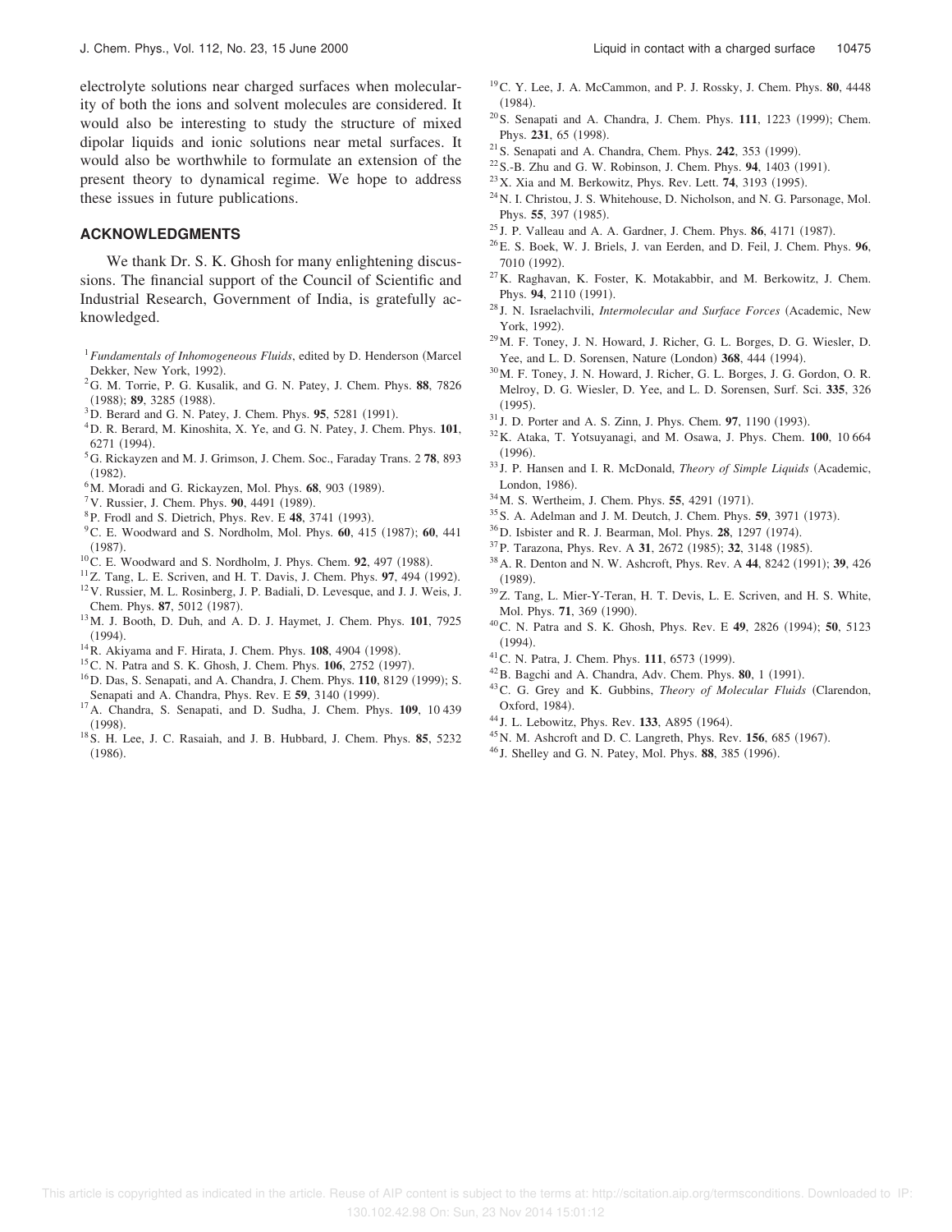electrolyte solutions near charged surfaces when molecularity of both the ions and solvent molecules are considered. It would also be interesting to study the structure of mixed dipolar liquids and ionic solutions near metal surfaces. It would also be worthwhile to formulate an extension of the present theory to dynamical regime. We hope to address these issues in future publications.

## ACKNOWLEDGMENTS

We thank Dr. S. K. Ghosh for many enlightening discussions. The financial support of the Council of Scientific and Industrial Research, Government of India, is gratefully acknowledged.

[1] *Fundamentals of Inhomogeneous Fluids*, edited by D. Henderson (Marcel Dekker, New York, 1992).
[2] G. M. Torrie, P. G. Kusalik, and G. N. Patey, J. Chem. Phys. **88**, 7826 (1988); **89**, 3285 (1988).
[3] D. Berard and G. N. Patey, J. Chem. Phys. **95**, 5281 (1991).
[4] D. R. Berard, M. Kinoshita, X. Ye, and G. N. Patey, J. Chem. Phys. **101**, 6271 (1994).
[5] G. Rickayzen and M. J. Grimson, J. Chem. Soc., Faraday Trans. 2 **78**, 893 (1982).
[6] M. Moradi and G. Rickayzen, Mol. Phys. **68**, 903 (1989).
[7] V. Russier, J. Chem. Phys. **90**, 4491 (1989).
[8] P. Frodl and S. Dietrich, Phys. Rev. E **48**, 3741 (1993).
[9] C. E. Woodward and S. Nordholm, Mol. Phys. **60**, 415 (1987); **60**, 441 (1987).
[10] C. E. Woodward and S. Nordholm, J. Phys. Chem. **92**, 497 (1988).
[11] Z. Tang, L. E. Scriven, and H. T. Davis, J. Chem. Phys. **97**, 494 (1992).
[12] V. Russier, M. L. Rosinberg, J. P. Badiali, D. Levesque, and J. J. Weis, J. Chem. Phys. **87**, 5012 (1987).
[13] M. J. Booth, D. Duh, and A. D. J. Haymet, J. Chem. Phys. **101**, 7925 (1994).
[14] R. Akiyama and F. Hirata, J. Chem. Phys. **108**, 4904 (1998).
[15] C. N. Patra and S. K. Ghosh, J. Chem. Phys. **106**, 2752 (1997).
[16] D. Das, S. Senapati, and A. Chandra, J. Chem. Phys. **110**, 8129 (1999); S. Senapati and A. Chandra, Phys. Rev. E **59**, 3140 (1999).
[17] A. Chandra, S. Senapati, and D. Sudha, J. Chem. Phys. **109**, 10 439 (1998).
[18] S. H. Lee, J. C. Rasaiah, and J. B. Hubbard, J. Chem. Phys. **85**, 5232 (1986).
[19] C. Y. Lee, J. A. McCammon, and P. J. Rossky, J. Chem. Phys. **80**, 4448 (1984).
[20] S. Senapati and A. Chandra, J. Chem. Phys. **111**, 1223 (1999); Chem. Phys. **231**, 65 (1998).
[21] S. Senapati and A. Chandra, Chem. Phys. **242**, 353 (1999).
[22] S.-B. Zhu and G. W. Robinson, J. Chem. Phys. **94**, 1403 (1991).
[23] X. Xia and M. Berkowitz, Phys. Rev. Lett. **74**, 3193 (1995).
[24] N. I. Christou, J. S. Whitehouse, D. Nicholson, and N. G. Parsonage, Mol. Phys. **55**, 397 (1985).
[25] J. P. Valleau and A. A. Gardner, J. Chem. Phys. **86**, 4171 (1987).
[26] E. S. Boek, W. J. Briels, J. van Eerden, and D. Feil, J. Chem. Phys. **96**, 7010 (1992).
[27] K. Raghavan, K. Foster, K. Motakabbir, and M. Berkowitz, J. Chem. Phys. **94**, 2110 (1991).
[28] J. N. Israelachvili, *Intermolecular and Surface Forces* (Academic, New York, 1992).
[29] M. F. Toney, J. N. Howard, J. Richer, G. L. Borges, D. G. Wiesler, D. Yee, and L. D. Sorensen, Nature (London) **368**, 444 (1994).
[30] M. F. Toney, J. N. Howard, J. Richer, G. L. Borges, J. G. Gordon, O. R. Melroy, D. G. Wiesler, D. Yee, and L. D. Sorensen, Surf. Sci. **335**, 326 (1995).
[31] J. D. Porter and A. S. Zinn, J. Phys. Chem. **97**, 1190 (1993).
[32] K. Ataka, T. Yotsuyanagi, and M. Osawa, J. Phys. Chem. **100**, 10 664 (1996).
[33] J. P. Hansen and I. R. McDonald, *Theory of Simple Liquids* (Academic, London, 1986).
[34] M. S. Wertheim, J. Chem. Phys. **55**, 4291 (1971).
[35] S. A. Adelman and J. M. Deutch, J. Chem. Phys. **59**, 3971 (1973).
[36] D. Isbister and R. J. Bearman, Mol. Phys. **28**, 1297 (1974).
[37] P. Tarazona, Phys. Rev. A **31**, 2672 (1985); **32**, 3148 (1985).
[38] A. R. Denton and N. W. Ashcroft, Phys. Rev. A **44**, 8242 (1991); **39**, 426 (1989).
[39] Z. Tang, L. Mier-Y-Teran, H. T. Devis, L. E. Scriven, and H. S. White, Mol. Phys. **71**, 369 (1990).
[40] C. N. Patra and S. K. Ghosh, Phys. Rev. E **49**, 2826 (1994); **50**, 5123 (1994).
[41] C. N. Patra, J. Chem. Phys. **111**, 6573 (1999).
[42] B. Bagchi and A. Chandra, Adv. Chem. Phys. **80**, 1 (1991).
[43] C. G. Grey and K. Gubbins, *Theory of Molecular Fluids* (Clarendon, Oxford, 1984).
[44] J. L. Lebowitz, Phys. Rev. **133**, A895 (1964).
[45] N. M. Ashcroft and D. C. Langreth, Phys. Rev. **156**, 685 (1967).
[46] J. Shelley and G. N. Patey, Mol. Phys. **88**, 385 (1996).